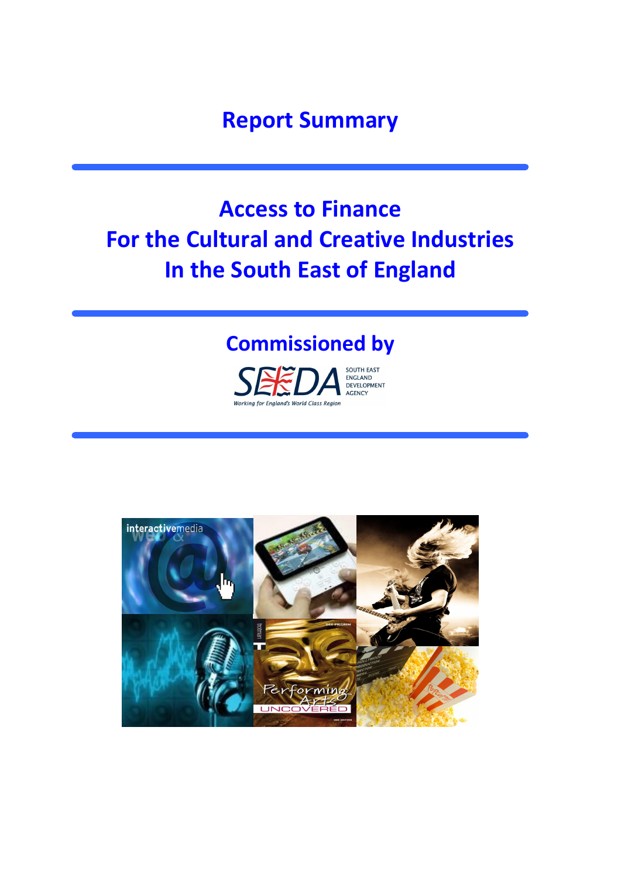# Report Summary

---

# Access to Finance
# For the Cultural and Creative Industries
# In the South East of England

---

## Commissioned by

SEEDA SOUTH EAST ENGLAND DEVELOPMENT AGENCY

*Working for England's World Class Region*

---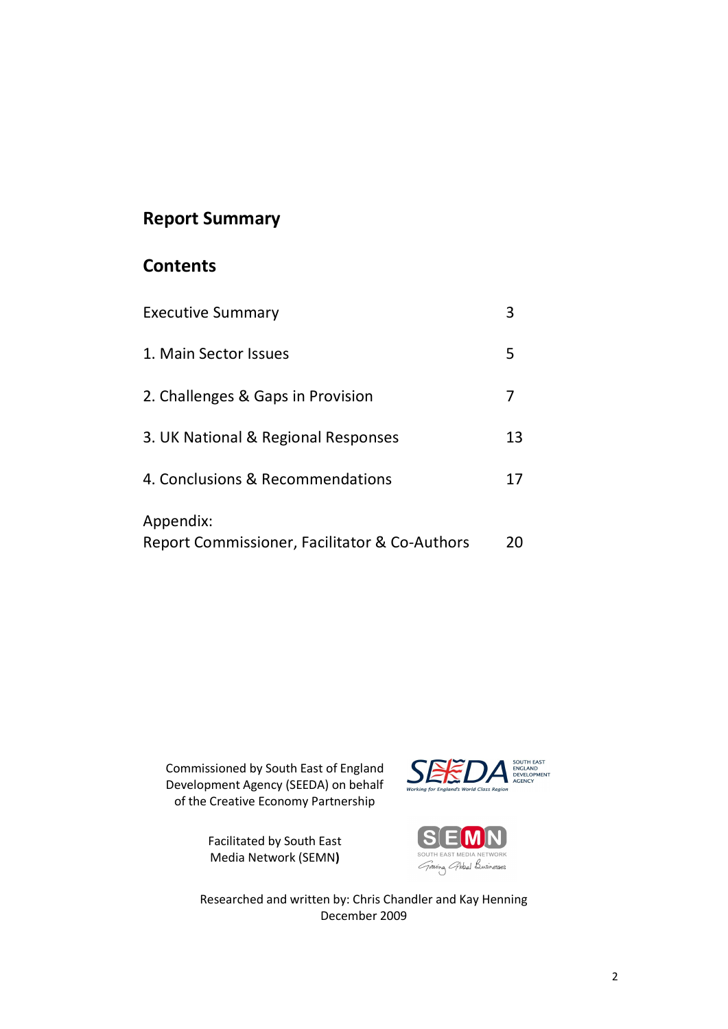## Report Summary

## Contents

| | |
|---|---|
| Executive Summary | 3 |
| 1. Main Sector Issues | 5 |
| 2. Challenges & Gaps in Provision | 7 |
| 3. UK National & Regional Responses | 13 |
| 4. Conclusions & Recommendations | 17 |
| Appendix: Report Commissioner, Facilitator & Co-Authors | 20 |

Commissioned by South East of England Development Agency (SEEDA) on behalf of the Creative Economy Partnership

Facilitated by South East Media Network (SEMN)

Researched and written by: Chris Chandler and Kay Henning
December 2009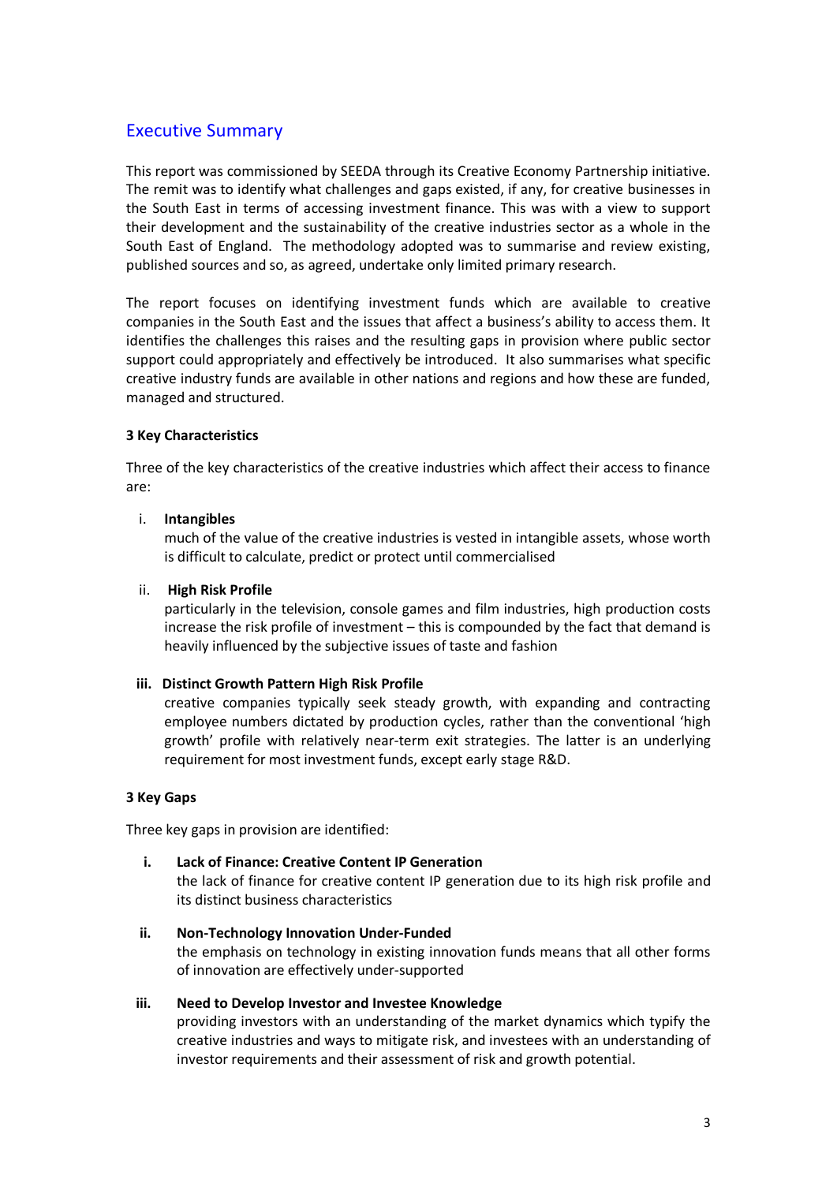## Executive Summary

This report was commissioned by SEEDA through its Creative Economy Partnership initiative. The remit was to identify what challenges and gaps existed, if any, for creative businesses in the South East in terms of accessing investment finance. This was with a view to support their development and the sustainability of the creative industries sector as a whole in the South East of England. The methodology adopted was to summarise and review existing, published sources and so, as agreed, undertake only limited primary research.

The report focuses on identifying investment funds which are available to creative companies in the South East and the issues that affect a business's ability to access them. It identifies the challenges this raises and the resulting gaps in provision where public sector support could appropriately and effectively be introduced. It also summarises what specific creative industry funds are available in other nations and regions and how these are funded, managed and structured.

**3 Key Characteristics**

Three of the key characteristics of the creative industries which affect their access to finance are:

i. **Intangibles**
   much of the value of the creative industries is vested in intangible assets, whose worth is difficult to calculate, predict or protect until commercialised

ii. **High Risk Profile**
   particularly in the television, console games and film industries, high production costs increase the risk profile of investment – this is compounded by the fact that demand is heavily influenced by the subjective issues of taste and fashion

iii. **Distinct Growth Pattern High Risk Profile**
   creative companies typically seek steady growth, with expanding and contracting employee numbers dictated by production cycles, rather than the conventional 'high growth' profile with relatively near-term exit strategies. The latter is an underlying requirement for most investment funds, except early stage R&D.

**3 Key Gaps**

Three key gaps in provision are identified:

i. **Lack of Finance: Creative Content IP Generation**
   the lack of finance for creative content IP generation due to its high risk profile and its distinct business characteristics

ii. **Non-Technology Innovation Under-Funded**
   the emphasis on technology in existing innovation funds means that all other forms of innovation are effectively under-supported

iii. **Need to Develop Investor and Investee Knowledge**
   providing investors with an understanding of the market dynamics which typify the creative industries and ways to mitigate risk, and investees with an understanding of investor requirements and their assessment of risk and growth potential.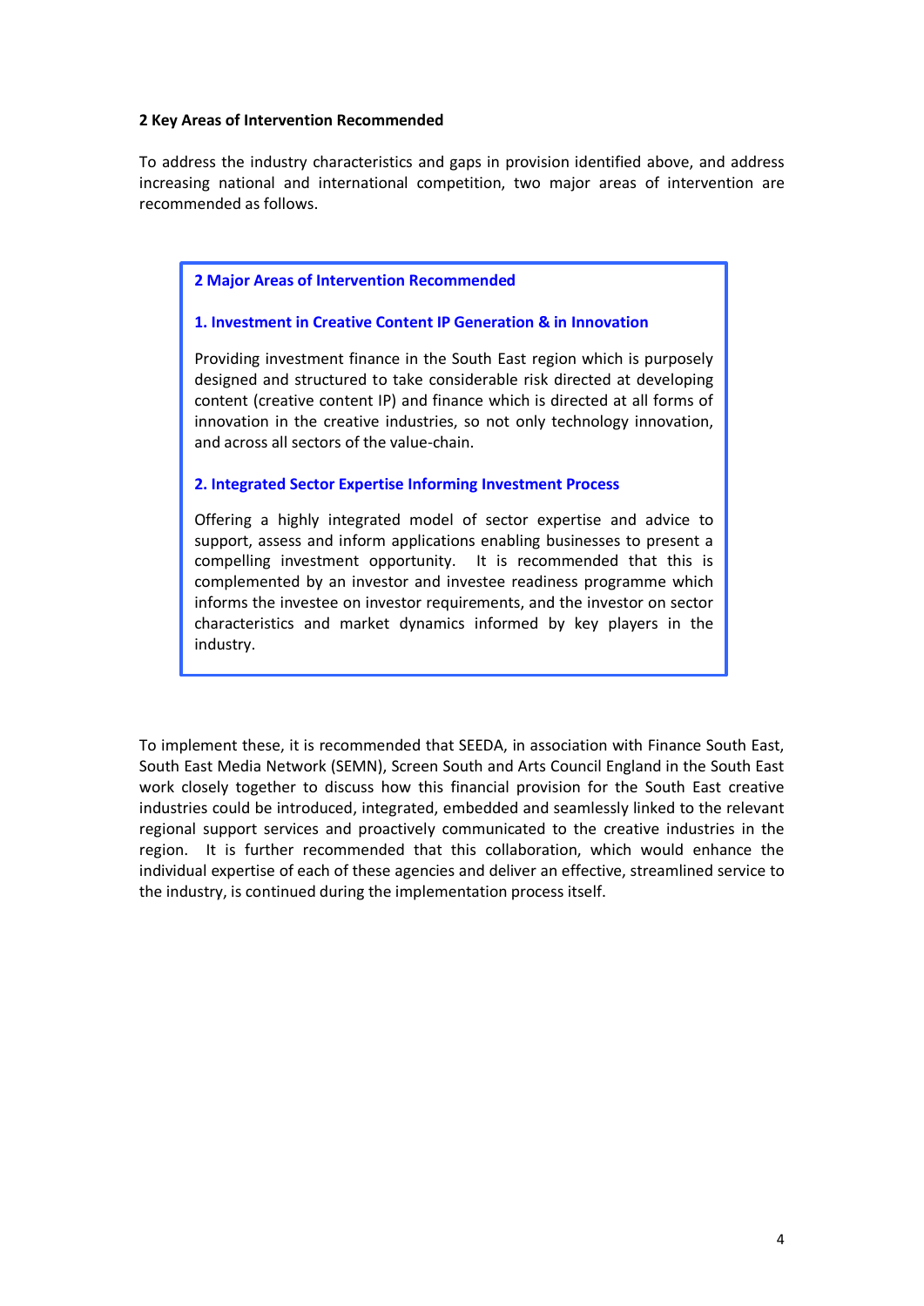## 2 Key Areas of Intervention Recommended

To address the industry characteristics and gaps in provision identified above, and address increasing national and international competition, two major areas of intervention are recommended as follows.

> **2 Major Areas of Intervention Recommended**
>
> **1. Investment in Creative Content IP Generation & in Innovation**
>
> Providing investment finance in the South East region which is purposely designed and structured to take considerable risk directed at developing content (creative content IP) and finance which is directed at all forms of innovation in the creative industries, so not only technology innovation, and across all sectors of the value-chain.
>
> **2. Integrated Sector Expertise Informing Investment Process**
>
> Offering a highly integrated model of sector expertise and advice to support, assess and inform applications enabling businesses to present a compelling investment opportunity. It is recommended that this is complemented by an investor and investee readiness programme which informs the investee on investor requirements, and the investor on sector characteristics and market dynamics informed by key players in the industry.

To implement these, it is recommended that SEEDA, in association with Finance South East, South East Media Network (SEMN), Screen South and Arts Council England in the South East work closely together to discuss how this financial provision for the South East creative industries could be introduced, integrated, embedded and seamlessly linked to the relevant regional support services and proactively communicated to the creative industries in the region. It is further recommended that this collaboration, which would enhance the individual expertise of each of these agencies and deliver an effective, streamlined service to the industry, is continued during the implementation process itself.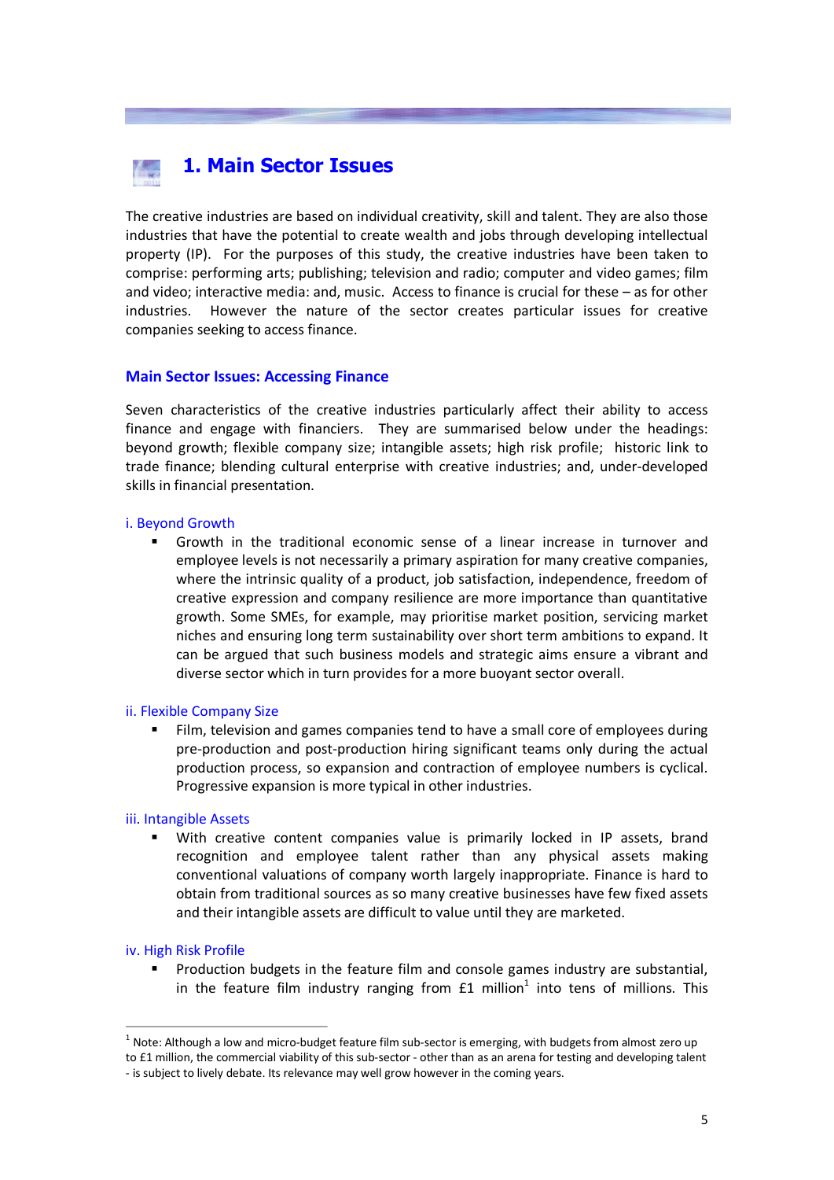# 1. Main Sector Issues

The creative industries are based on individual creativity, skill and talent. They are also those industries that have the potential to create wealth and jobs through developing intellectual property (IP). For the purposes of this study, the creative industries have been taken to comprise: performing arts; publishing; television and radio; computer and video games; film and video; interactive media: and, music. Access to finance is crucial for these – as for other industries. However the nature of the sector creates particular issues for creative companies seeking to access finance.

## Main Sector Issues: Accessing Finance

Seven characteristics of the creative industries particularly affect their ability to access finance and engage with financiers. They are summarised below under the headings: beyond growth; flexible company size; intangible assets; high risk profile; historic link to trade finance; blending cultural enterprise with creative industries; and, under-developed skills in financial presentation.

### i. Beyond Growth

- Growth in the traditional economic sense of a linear increase in turnover and employee levels is not necessarily a primary aspiration for many creative companies, where the intrinsic quality of a product, job satisfaction, independence, freedom of creative expression and company resilience are more importance than quantitative growth. Some SMEs, for example, may prioritise market position, servicing market niches and ensuring long term sustainability over short term ambitions to expand. It can be argued that such business models and strategic aims ensure a vibrant and diverse sector which in turn provides for a more buoyant sector overall.

### ii. Flexible Company Size

- Film, television and games companies tend to have a small core of employees during pre-production and post-production hiring significant teams only during the actual production process, so expansion and contraction of employee numbers is cyclical. Progressive expansion is more typical in other industries.

### iii. Intangible Assets

- With creative content companies value is primarily locked in IP assets, brand recognition and employee talent rather than any physical assets making conventional valuations of company worth largely inappropriate. Finance is hard to obtain from traditional sources as so many creative businesses have few fixed assets and their intangible assets are difficult to value until they are marketed.

### iv. High Risk Profile

- Production budgets in the feature film and console games industry are substantial, in the feature film industry ranging from £1 million[1] into tens of millions. This

[1] Note: Although a low and micro-budget feature film sub-sector is emerging, with budgets from almost zero up to £1 million, the commercial viability of this sub-sector - other than as an arena for testing and developing talent - is subject to lively debate. Its relevance may well grow however in the coming years.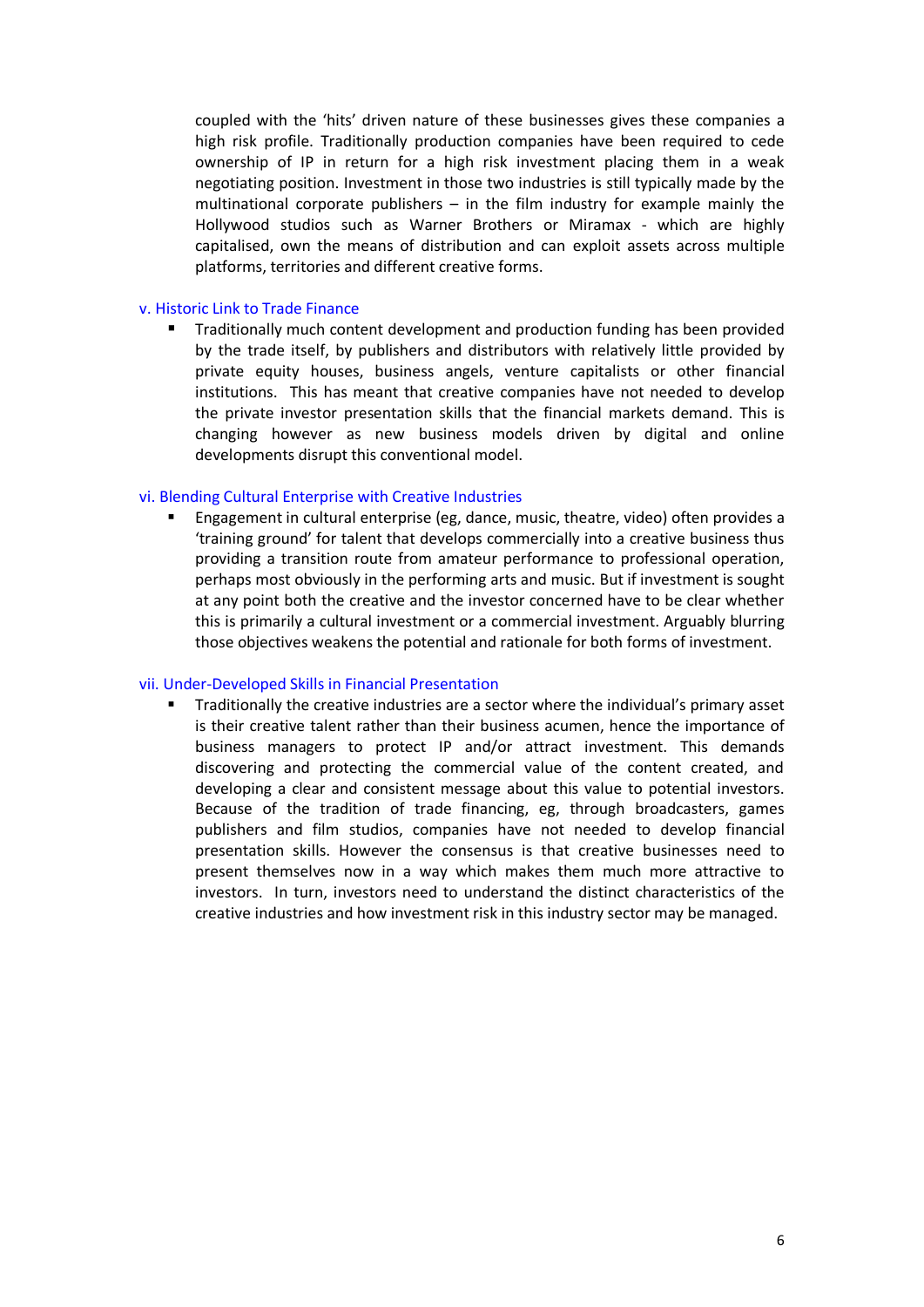coupled with the 'hits' driven nature of these businesses gives these companies a high risk profile. Traditionally production companies have been required to cede ownership of IP in return for a high risk investment placing them in a weak negotiating position. Investment in those two industries is still typically made by the multinational corporate publishers – in the film industry for example mainly the Hollywood studios such as Warner Brothers or Miramax - which are highly capitalised, own the means of distribution and can exploit assets across multiple platforms, territories and different creative forms.

### v. Historic Link to Trade Finance

- Traditionally much content development and production funding has been provided by the trade itself, by publishers and distributors with relatively little provided by private equity houses, business angels, venture capitalists or other financial institutions. This has meant that creative companies have not needed to develop the private investor presentation skills that the financial markets demand. This is changing however as new business models driven by digital and online developments disrupt this conventional model.

### vi. Blending Cultural Enterprise with Creative Industries

- Engagement in cultural enterprise (eg, dance, music, theatre, video) often provides a 'training ground' for talent that develops commercially into a creative business thus providing a transition route from amateur performance to professional operation, perhaps most obviously in the performing arts and music. But if investment is sought at any point both the creative and the investor concerned have to be clear whether this is primarily a cultural investment or a commercial investment. Arguably blurring those objectives weakens the potential and rationale for both forms of investment.

### vii. Under-Developed Skills in Financial Presentation

- Traditionally the creative industries are a sector where the individual's primary asset is their creative talent rather than their business acumen, hence the importance of business managers to protect IP and/or attract investment. This demands discovering and protecting the commercial value of the content created, and developing a clear and consistent message about this value to potential investors. Because of the tradition of trade financing, eg, through broadcasters, games publishers and film studios, companies have not needed to develop financial presentation skills. However the consensus is that creative businesses need to present themselves now in a way which makes them much more attractive to investors. In turn, investors need to understand the distinct characteristics of the creative industries and how investment risk in this industry sector may be managed.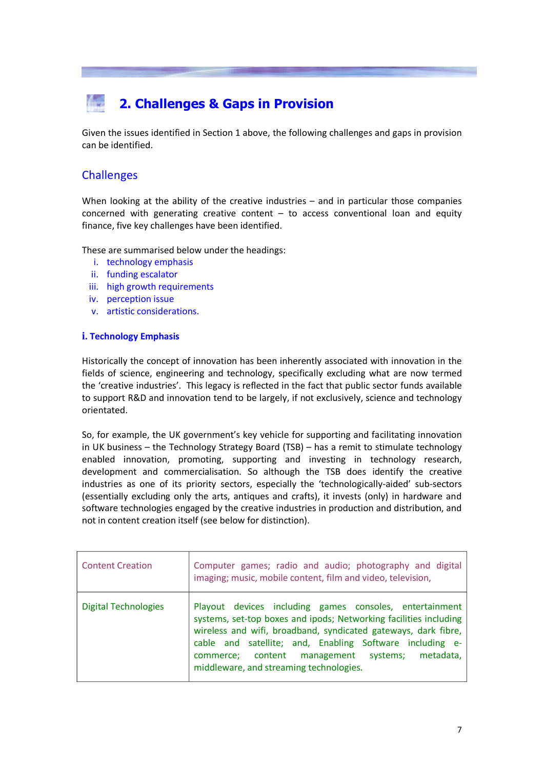## 2. Challenges & Gaps in Provision

Given the issues identified in Section 1 above, the following challenges and gaps in provision can be identified.

### Challenges

When looking at the ability of the creative industries – and in particular those companies concerned with generating creative content – to access conventional loan and equity finance, five key challenges have been identified.

These are summarised below under the headings:

i. technology emphasis
ii. funding escalator
iii. high growth requirements
iv. perception issue
v. artistic considerations.

#### i. Technology Emphasis

Historically the concept of innovation has been inherently associated with innovation in the fields of science, engineering and technology, specifically excluding what are now termed the 'creative industries'. This legacy is reflected in the fact that public sector funds available to support R&D and innovation tend to be largely, if not exclusively, science and technology orientated.

So, for example, the UK government's key vehicle for supporting and facilitating innovation in UK business – the Technology Strategy Board (TSB) – has a remit to stimulate technology enabled innovation, promoting, supporting and investing in technology research, development and commercialisation. So although the TSB does identify the creative industries as one of its priority sectors, especially the 'technologically-aided' sub-sectors (essentially excluding only the arts, antiques and crafts), it invests (only) in hardware and software technologies engaged by the creative industries in production and distribution, and not in content creation itself (see below for distinction).

| | |
|---|---|
| Content Creation | Computer games; radio and audio; photography and digital imaging; music, mobile content, film and video, television, |
| Digital Technologies | Playout devices including games consoles, entertainment systems, set-top boxes and ipods; Networking facilities including wireless and wifi, broadband, syndicated gateways, dark fibre, cable and satellite; and, Enabling Software including e-commerce; content management systems; metadata, middleware, and streaming technologies. |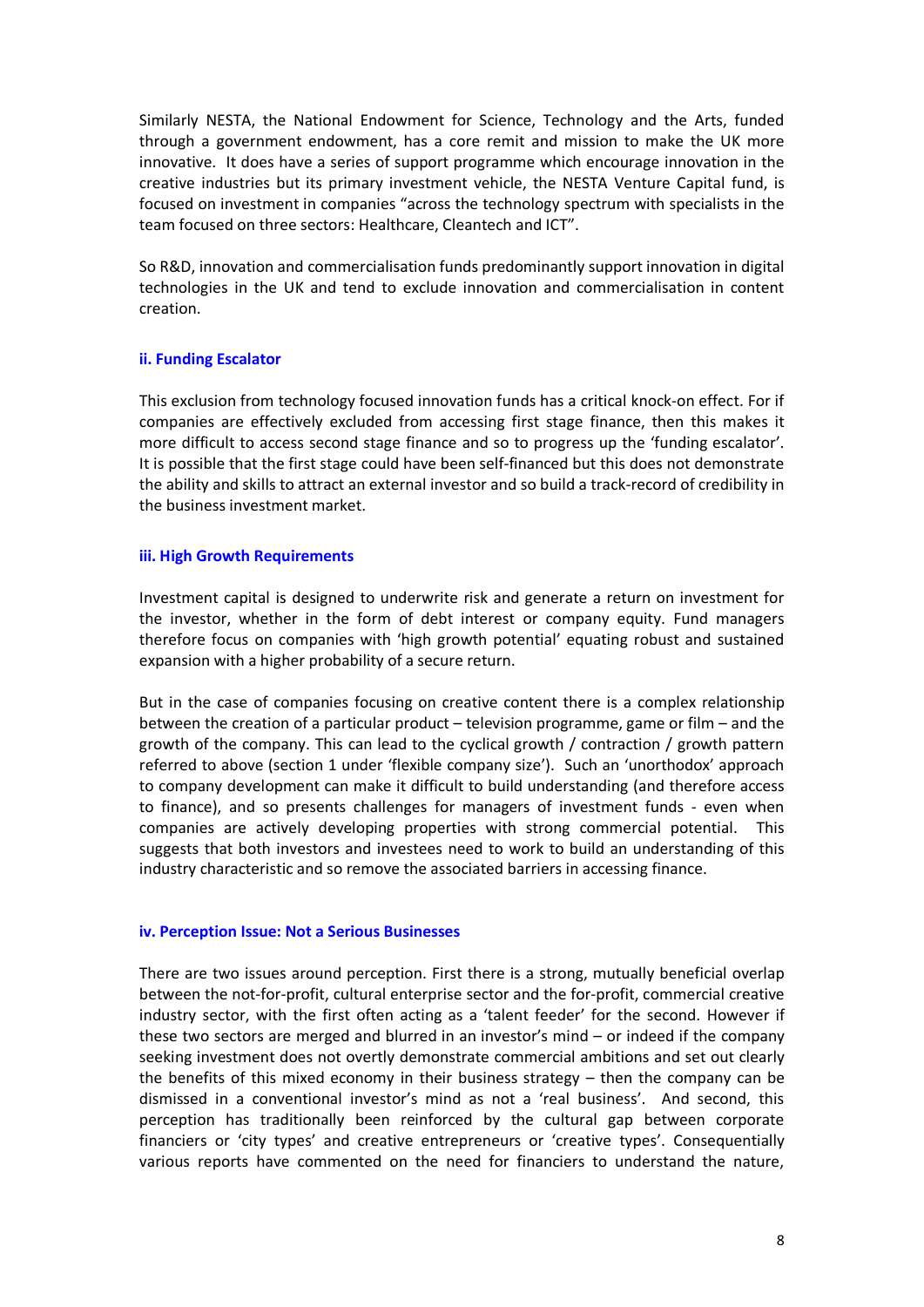Similarly NESTA, the National Endowment for Science, Technology and the Arts, funded through a government endowment, has a core remit and mission to make the UK more innovative. It does have a series of support programme which encourage innovation in the creative industries but its primary investment vehicle, the NESTA Venture Capital fund, is focused on investment in companies "across the technology spectrum with specialists in the team focused on three sectors: Healthcare, Cleantech and ICT".

So R&D, innovation and commercialisation funds predominantly support innovation in digital technologies in the UK and tend to exclude innovation and commercialisation in content creation.

### ii. Funding Escalator

This exclusion from technology focused innovation funds has a critical knock-on effect. For if companies are effectively excluded from accessing first stage finance, then this makes it more difficult to access second stage finance and so to progress up the 'funding escalator'. It is possible that the first stage could have been self-financed but this does not demonstrate the ability and skills to attract an external investor and so build a track-record of credibility in the business investment market.

### iii. High Growth Requirements

Investment capital is designed to underwrite risk and generate a return on investment for the investor, whether in the form of debt interest or company equity. Fund managers therefore focus on companies with 'high growth potential' equating robust and sustained expansion with a higher probability of a secure return.

But in the case of companies focusing on creative content there is a complex relationship between the creation of a particular product – television programme, game or film – and the growth of the company. This can lead to the cyclical growth / contraction / growth pattern referred to above (section 1 under 'flexible company size'). Such an 'unorthodox' approach to company development can make it difficult to build understanding (and therefore access to finance), and so presents challenges for managers of investment funds - even when companies are actively developing properties with strong commercial potential. This suggests that both investors and investees need to work to build an understanding of this industry characteristic and so remove the associated barriers in accessing finance.

### iv. Perception Issue: Not a Serious Businesses

There are two issues around perception. First there is a strong, mutually beneficial overlap between the not-for-profit, cultural enterprise sector and the for-profit, commercial creative industry sector, with the first often acting as a 'talent feeder' for the second. However if these two sectors are merged and blurred in an investor's mind – or indeed if the company seeking investment does not overtly demonstrate commercial ambitions and set out clearly the benefits of this mixed economy in their business strategy – then the company can be dismissed in a conventional investor's mind as not a 'real business'. And second, this perception has traditionally been reinforced by the cultural gap between corporate financiers or 'city types' and creative entrepreneurs or 'creative types'. Consequentially various reports have commented on the need for financiers to understand the nature,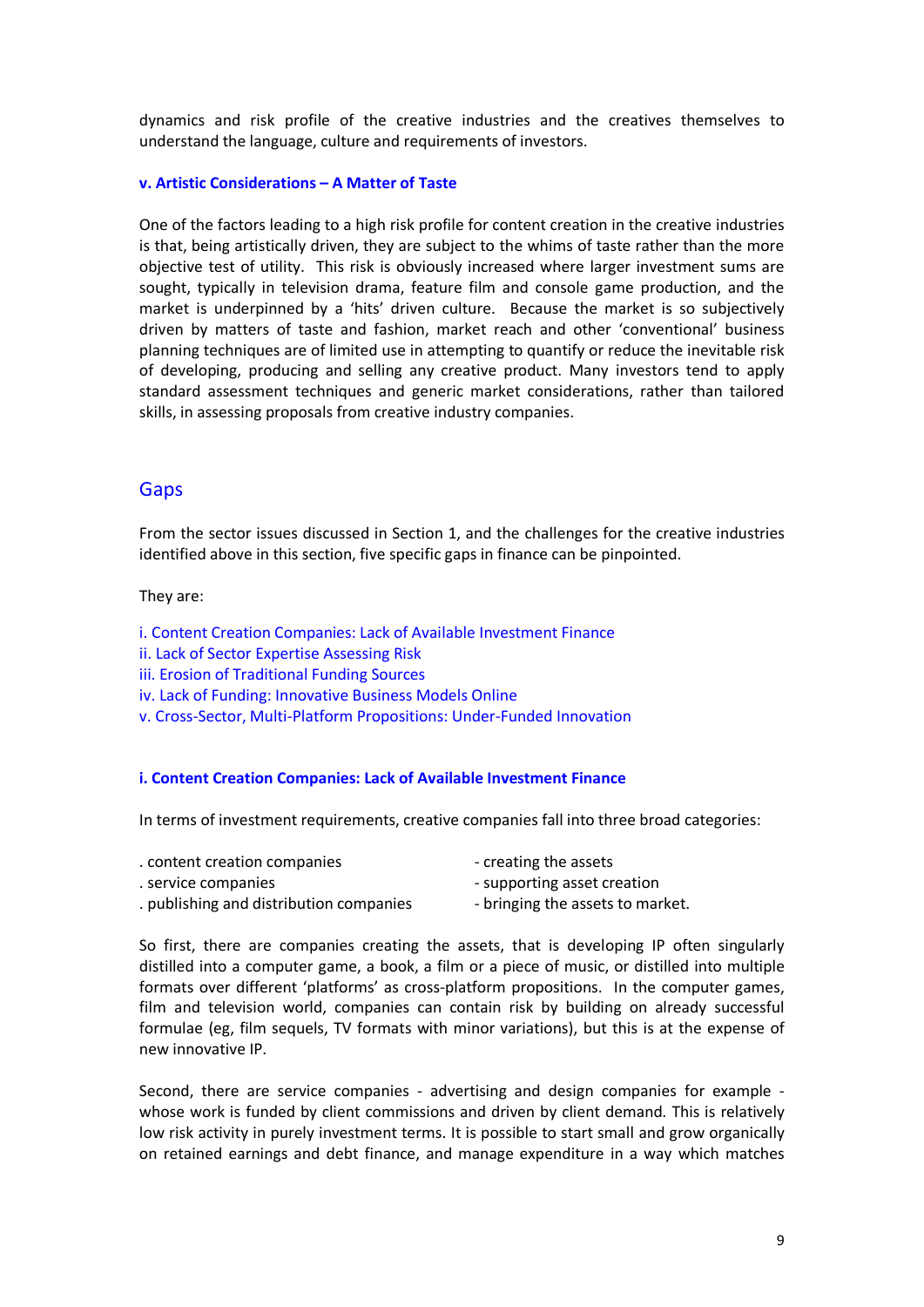dynamics and risk profile of the creative industries and the creatives themselves to understand the language, culture and requirements of investors.

#### v. Artistic Considerations – A Matter of Taste

One of the factors leading to a high risk profile for content creation in the creative industries is that, being artistically driven, they are subject to the whims of taste rather than the more objective test of utility. This risk is obviously increased where larger investment sums are sought, typically in television drama, feature film and console game production, and the market is underpinned by a 'hits' driven culture. Because the market is so subjectively driven by matters of taste and fashion, market reach and other 'conventional' business planning techniques are of limited use in attempting to quantify or reduce the inevitable risk of developing, producing and selling any creative product. Many investors tend to apply standard assessment techniques and generic market considerations, rather than tailored skills, in assessing proposals from creative industry companies.

## Gaps

From the sector issues discussed in Section 1, and the challenges for the creative industries identified above in this section, five specific gaps in finance can be pinpointed.

They are:

i. Content Creation Companies: Lack of Available Investment Finance
ii. Lack of Sector Expertise Assessing Risk
iii. Erosion of Traditional Funding Sources
iv. Lack of Funding: Innovative Business Models Online
v. Cross-Sector, Multi-Platform Propositions: Under-Funded Innovation

#### i. Content Creation Companies: Lack of Available Investment Finance

In terms of investment requirements, creative companies fall into three broad categories:

. content creation companies - creating the assets
. service companies - supporting asset creation
. publishing and distribution companies - bringing the assets to market.

So first, there are companies creating the assets, that is developing IP often singularly distilled into a computer game, a book, a film or a piece of music, or distilled into multiple formats over different 'platforms' as cross-platform propositions. In the computer games, film and television world, companies can contain risk by building on already successful formulae (eg, film sequels, TV formats with minor variations), but this is at the expense of new innovative IP.

Second, there are service companies - advertising and design companies for example - whose work is funded by client commissions and driven by client demand. This is relatively low risk activity in purely investment terms. It is possible to start small and grow organically on retained earnings and debt finance, and manage expenditure in a way which matches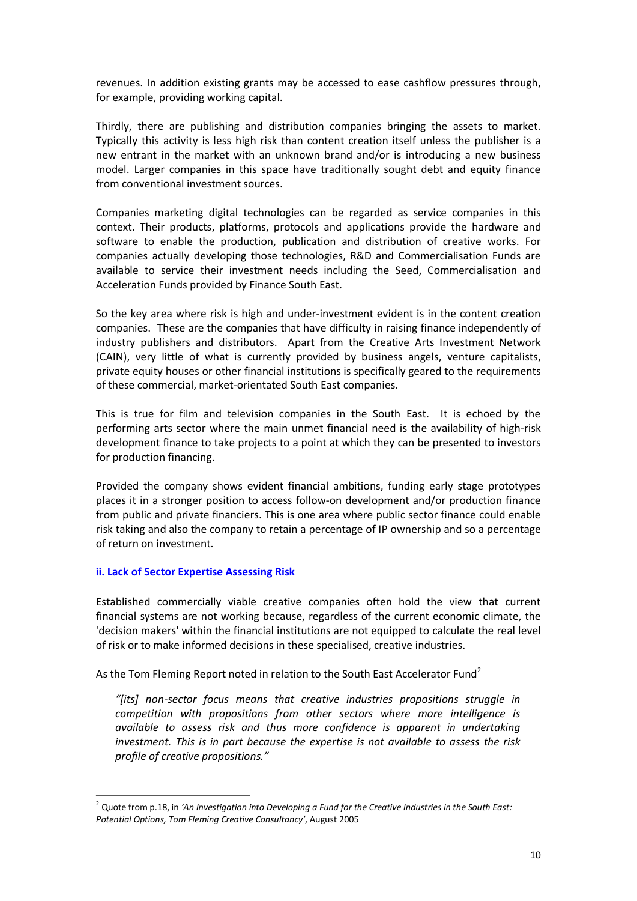revenues. In addition existing grants may be accessed to ease cashflow pressures through, for example, providing working capital.

Thirdly, there are publishing and distribution companies bringing the assets to market. Typically this activity is less high risk than content creation itself unless the publisher is a new entrant in the market with an unknown brand and/or is introducing a new business model. Larger companies in this space have traditionally sought debt and equity finance from conventional investment sources.

Companies marketing digital technologies can be regarded as service companies in this context. Their products, platforms, protocols and applications provide the hardware and software to enable the production, publication and distribution of creative works. For companies actually developing those technologies, R&D and Commercialisation Funds are available to service their investment needs including the Seed, Commercialisation and Acceleration Funds provided by Finance South East.

So the key area where risk is high and under-investment evident is in the content creation companies. These are the companies that have difficulty in raising finance independently of industry publishers and distributors. Apart from the Creative Arts Investment Network (CAIN), very little of what is currently provided by business angels, venture capitalists, private equity houses or other financial institutions is specifically geared to the requirements of these commercial, market-orientated South East companies.

This is true for film and television companies in the South East. It is echoed by the performing arts sector where the main unmet financial need is the availability of high-risk development finance to take projects to a point at which they can be presented to investors for production financing.

Provided the company shows evident financial ambitions, funding early stage prototypes places it in a stronger position to access follow-on development and/or production finance from public and private financiers. This is one area where public sector finance could enable risk taking and also the company to retain a percentage of IP ownership and so a percentage of return on investment.

#### ii. Lack of Sector Expertise Assessing Risk

Established commercially viable creative companies often hold the view that current financial systems are not working because, regardless of the current economic climate, the 'decision makers' within the financial institutions are not equipped to calculate the real level of risk or to make informed decisions in these specialised, creative industries.

As the Tom Fleming Report noted in relation to the South East Accelerator Fund[2]

> *"[its] non-sector focus means that creative industries propositions struggle in competition with propositions from other sectors where more intelligence is available to assess risk and thus more confidence is apparent in undertaking investment. This is in part because the expertise is not available to assess the risk profile of creative propositions."*

[2] Quote from p.18, in *'An Investigation into Developing a Fund for the Creative Industries in the South East: Potential Options, Tom Fleming Creative Consultancy'*, August 2005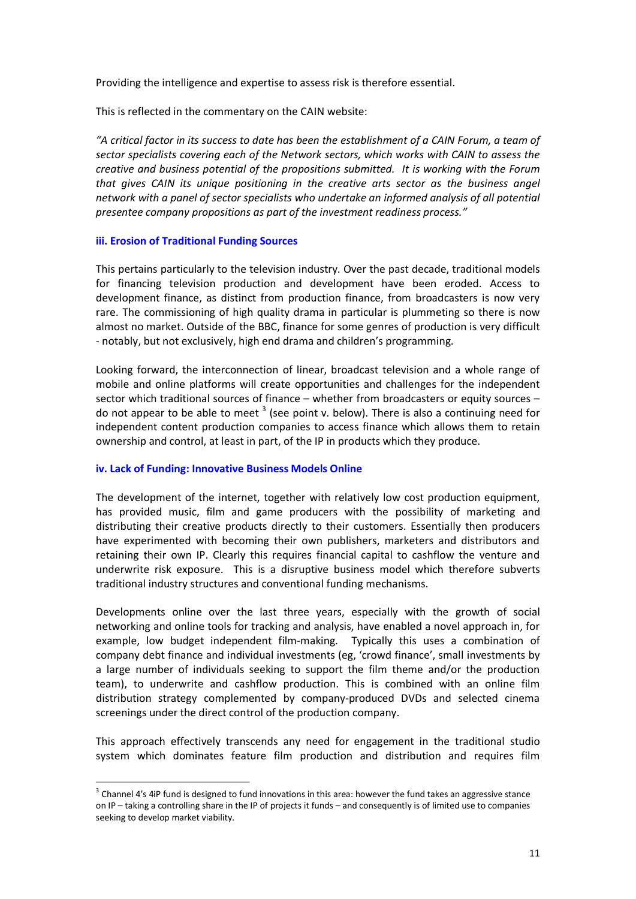Providing the intelligence and expertise to assess risk is therefore essential.

This is reflected in the commentary on the CAIN website:

*"A critical factor in its success to date has been the establishment of a CAIN Forum, a team of sector specialists covering each of the Network sectors, which works with CAIN to assess the creative and business potential of the propositions submitted. It is working with the Forum that gives CAIN its unique positioning in the creative arts sector as the business angel network with a panel of sector specialists who undertake an informed analysis of all potential presentee company propositions as part of the investment readiness process."*

### iii. Erosion of Traditional Funding Sources

This pertains particularly to the television industry. Over the past decade, traditional models for financing television production and development have been eroded. Access to development finance, as distinct from production finance, from broadcasters is now very rare. The commissioning of high quality drama in particular is plummeting so there is now almost no market. Outside of the BBC, finance for some genres of production is very difficult - notably, but not exclusively, high end drama and children's programming.

Looking forward, the interconnection of linear, broadcast television and a whole range of mobile and online platforms will create opportunities and challenges for the independent sector which traditional sources of finance – whether from broadcasters or equity sources – do not appear to be able to meet [3] (see point v. below). There is also a continuing need for independent content production companies to access finance which allows them to retain ownership and control, at least in part, of the IP in products which they produce.

### iv. Lack of Funding: Innovative Business Models Online

The development of the internet, together with relatively low cost production equipment, has provided music, film and game producers with the possibility of marketing and distributing their creative products directly to their customers. Essentially then producers have experimented with becoming their own publishers, marketers and distributors and retaining their own IP. Clearly this requires financial capital to cashflow the venture and underwrite risk exposure. This is a disruptive business model which therefore subverts traditional industry structures and conventional funding mechanisms.

Developments online over the last three years, especially with the growth of social networking and online tools for tracking and analysis, have enabled a novel approach in, for example, low budget independent film-making. Typically this uses a combination of company debt finance and individual investments (eg, 'crowd finance', small investments by a large number of individuals seeking to support the film theme and/or the production team), to underwrite and cashflow production. This is combined with an online film distribution strategy complemented by company-produced DVDs and selected cinema screenings under the direct control of the production company.

This approach effectively transcends any need for engagement in the traditional studio system which dominates feature film production and distribution and requires film

[3] Channel 4's 4iP fund is designed to fund innovations in this area: however the fund takes an aggressive stance on IP – taking a controlling share in the IP of projects it funds – and consequently is of limited use to companies seeking to develop market viability.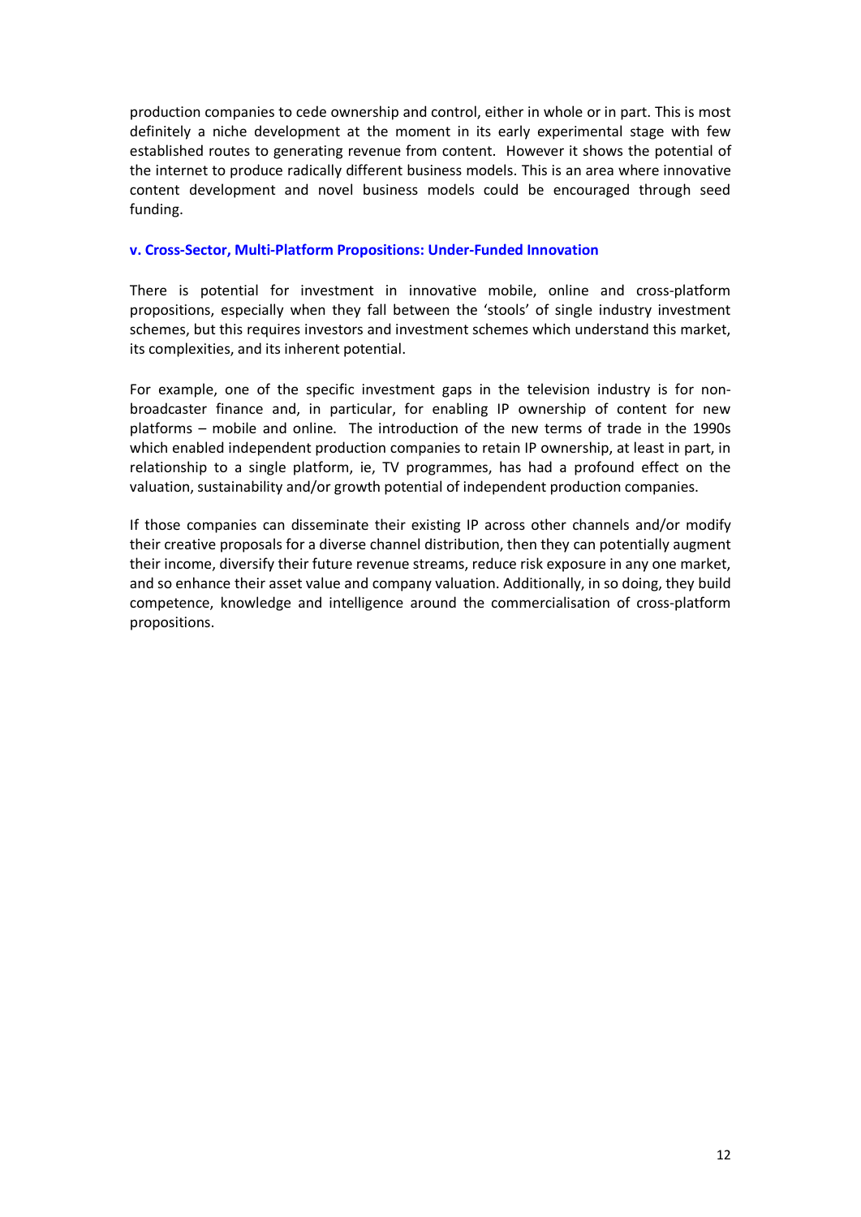production companies to cede ownership and control, either in whole or in part. This is most definitely a niche development at the moment in its early experimental stage with few established routes to generating revenue from content. However it shows the potential of the internet to produce radically different business models. This is an area where innovative content development and novel business models could be encouraged through seed funding.

### v. Cross-Sector, Multi-Platform Propositions: Under-Funded Innovation

There is potential for investment in innovative mobile, online and cross-platform propositions, especially when they fall between the 'stools' of single industry investment schemes, but this requires investors and investment schemes which understand this market, its complexities, and its inherent potential.

For example, one of the specific investment gaps in the television industry is for non-broadcaster finance and, in particular, for enabling IP ownership of content for new platforms – mobile and online. The introduction of the new terms of trade in the 1990s which enabled independent production companies to retain IP ownership, at least in part, in relationship to a single platform, ie, TV programmes, has had a profound effect on the valuation, sustainability and/or growth potential of independent production companies.

If those companies can disseminate their existing IP across other channels and/or modify their creative proposals for a diverse channel distribution, then they can potentially augment their income, diversify their future revenue streams, reduce risk exposure in any one market, and so enhance their asset value and company valuation. Additionally, in so doing, they build competence, knowledge and intelligence around the commercialisation of cross-platform propositions.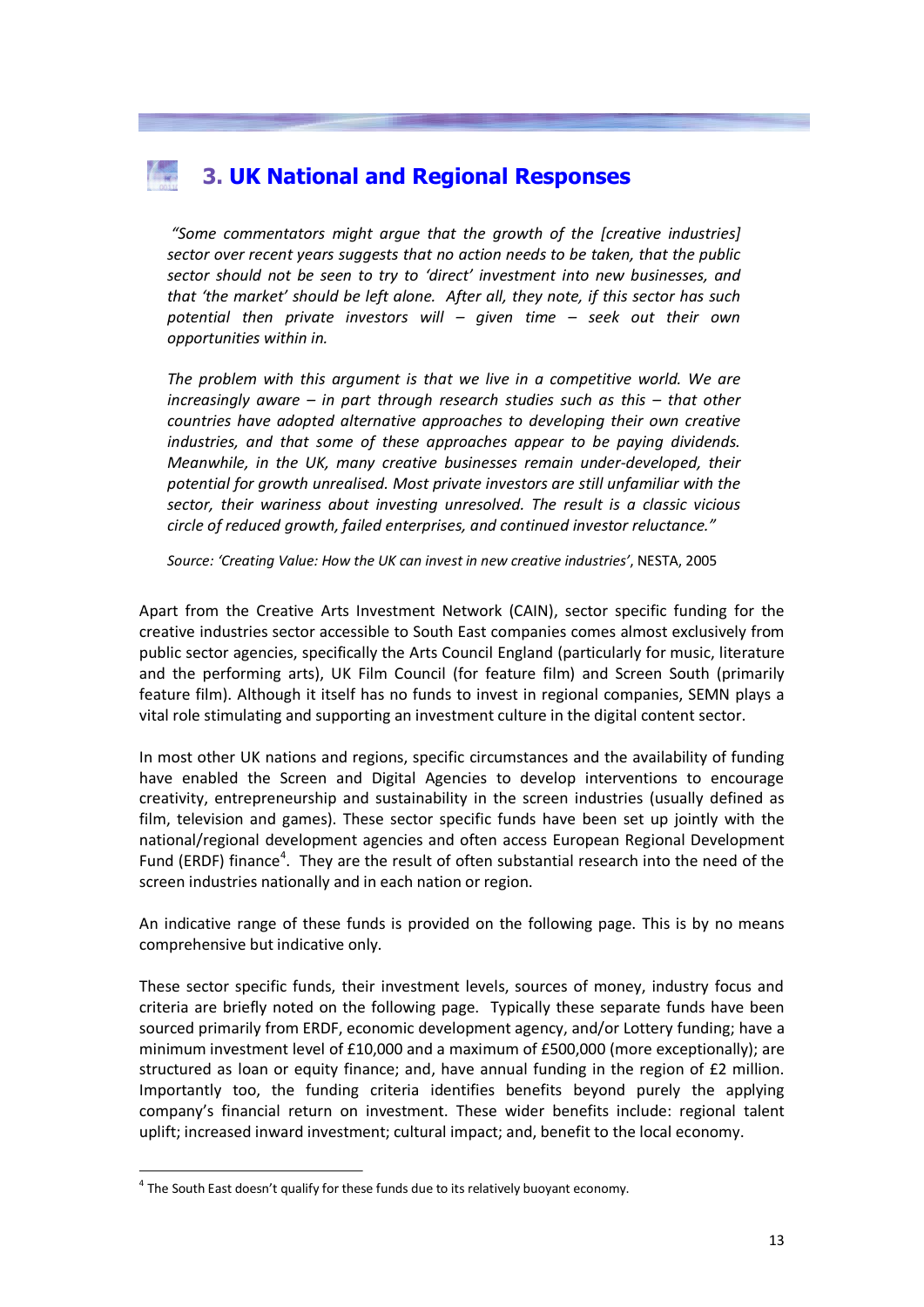## 3. UK National and Regional Responses

*"Some commentators might argue that the growth of the [creative industries] sector over recent years suggests that no action needs to be taken, that the public sector should not be seen to try to 'direct' investment into new businesses, and that 'the market' should be left alone. After all, they note, if this sector has such potential then private investors will – given time – seek out their own opportunities within in.*

*The problem with this argument is that we live in a competitive world. We are increasingly aware – in part through research studies such as this – that other countries have adopted alternative approaches to developing their own creative industries, and that some of these approaches appear to be paying dividends. Meanwhile, in the UK, many creative businesses remain under-developed, their potential for growth unrealised. Most private investors are still unfamiliar with the sector, their wariness about investing unresolved. The result is a classic vicious circle of reduced growth, failed enterprises, and continued investor reluctance."*

*Source: 'Creating Value: How the UK can invest in new creative industries'*, NESTA, 2005

Apart from the Creative Arts Investment Network (CAIN), sector specific funding for the creative industries sector accessible to South East companies comes almost exclusively from public sector agencies, specifically the Arts Council England (particularly for music, literature and the performing arts), UK Film Council (for feature film) and Screen South (primarily feature film). Although it itself has no funds to invest in regional companies, SEMN plays a vital role stimulating and supporting an investment culture in the digital content sector.

In most other UK nations and regions, specific circumstances and the availability of funding have enabled the Screen and Digital Agencies to develop interventions to encourage creativity, entrepreneurship and sustainability in the screen industries (usually defined as film, television and games). These sector specific funds have been set up jointly with the national/regional development agencies and often access European Regional Development Fund (ERDF) finance[4]. They are the result of often substantial research into the need of the screen industries nationally and in each nation or region.

An indicative range of these funds is provided on the following page. This is by no means comprehensive but indicative only.

These sector specific funds, their investment levels, sources of money, industry focus and criteria are briefly noted on the following page. Typically these separate funds have been sourced primarily from ERDF, economic development agency, and/or Lottery funding; have a minimum investment level of £10,000 and a maximum of £500,000 (more exceptionally); are structured as loan or equity finance; and, have annual funding in the region of £2 million. Importantly too, the funding criteria identifies benefits beyond purely the applying company's financial return on investment. These wider benefits include: regional talent uplift; increased inward investment; cultural impact; and, benefit to the local economy.

[4] The South East doesn't qualify for these funds due to its relatively buoyant economy.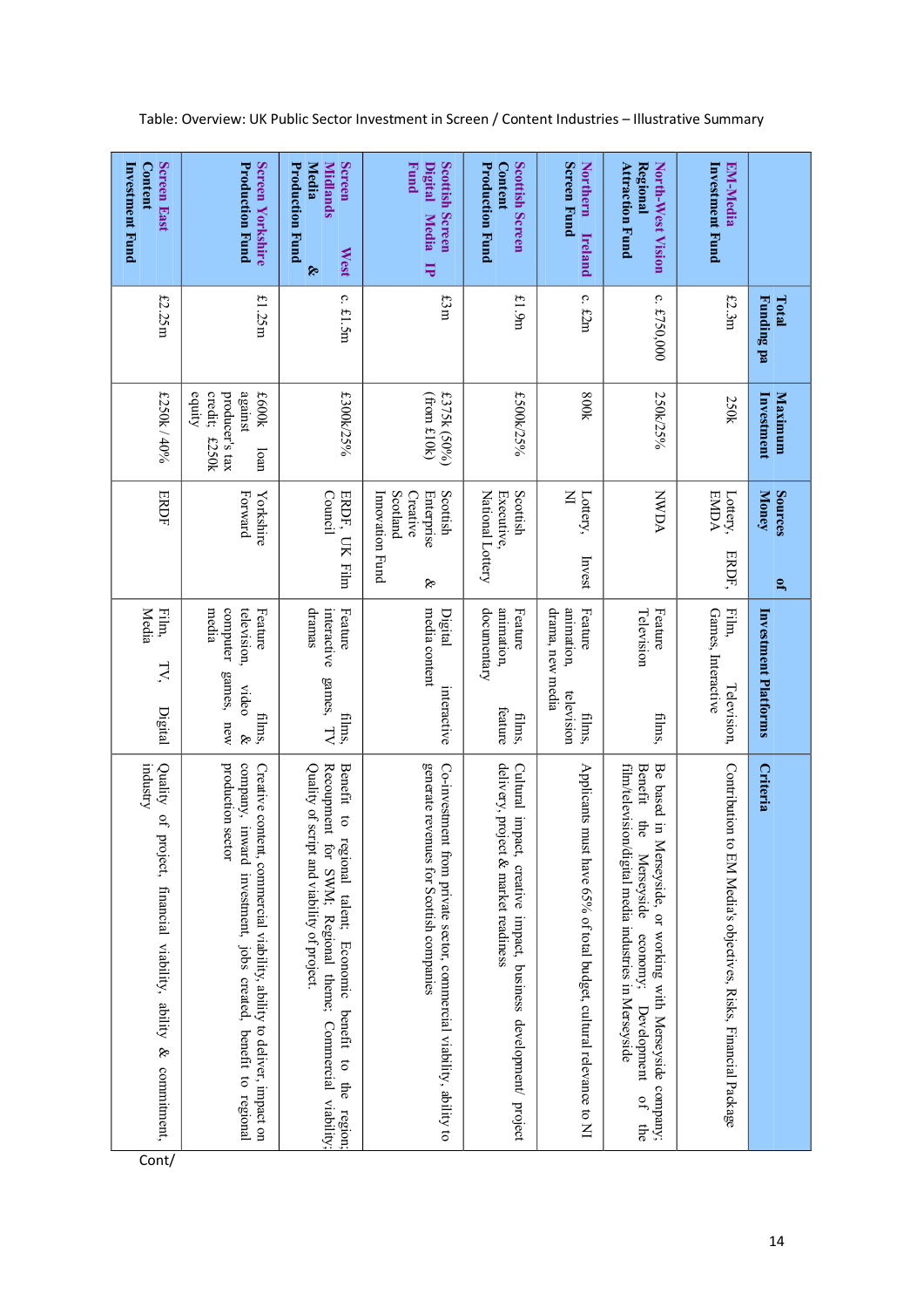Table: Overview: UK Public Sector Investment in Screen / Content Industries – Illustrative Summary

| | Total Funding pa | Maximum Investment | Sources of Money | Investment Platforms | Criteria |
|---|---|---|---|---|---|
| EM-Media Investment Fund | £2.3m | 250k | Lottery, ERDF, EMDA | Film, Television, Games, Interactive | Contribution to EM Media's objectives, Risks, Financial Package |
| North-West Vision Regional Attraction Fund | c. £750,000 | 250k/25% | NWDA | Feature films, Television | Be based in Merseyside, or working with Merseyside company; Benefit the Merseyside economy; Development of the film/television/digital media industries in Merseyside |
| Northern Ireland Screen Fund | c. £2m | 800k | Lottery, Invest NI | Feature films, animation, television drama, new media | Applicants must have 65% of total budget, cultural relevance to NI |
| Scottish Screen Content Production Fund | £1.9m | £500k/25% | Scottish Executive, National Lottery | Feature films, animation, feature documentary | Cultural impact, creative impact, business development/ project delivery, project & market readiness |
| Scottish Screen Digital Media IP Fund | £3m | £375k (50%) (from £10k) | Scottish Enterprise & Creative Scotland Innovation Fund | Digital interactive media content | Co-investment from private sector, commercial viability, ability to generate revenues for Scottish companies |
| Screen West Midlands Media & Production Fund | c. £1.5m | £300k/25% | ERDF, UK Film Council | Feature films, interactive games, TV dramas | Benefit to regional talent. Economic benefit to the region; Recoupment for SWM; Regional theme; Commercial viability; Quality of script and viability of project. |
| Screen Yorkshire Production Fund | £1.25m | £600k loan against producer's tax credit; £250k equity | Yorkshire Forward | Feature films, television, video & computer games, new media | Creative content, commercial viability, ability to deliver, impact on company, inward investment, jobs created, benefit to regional production sector |
| Screen East Content Investment Fund | £2.25m | £250k / 40% | ERDF | Film, TV, Digital Media | Quality of project, financial viability, ability & commitment, industry |

Cont/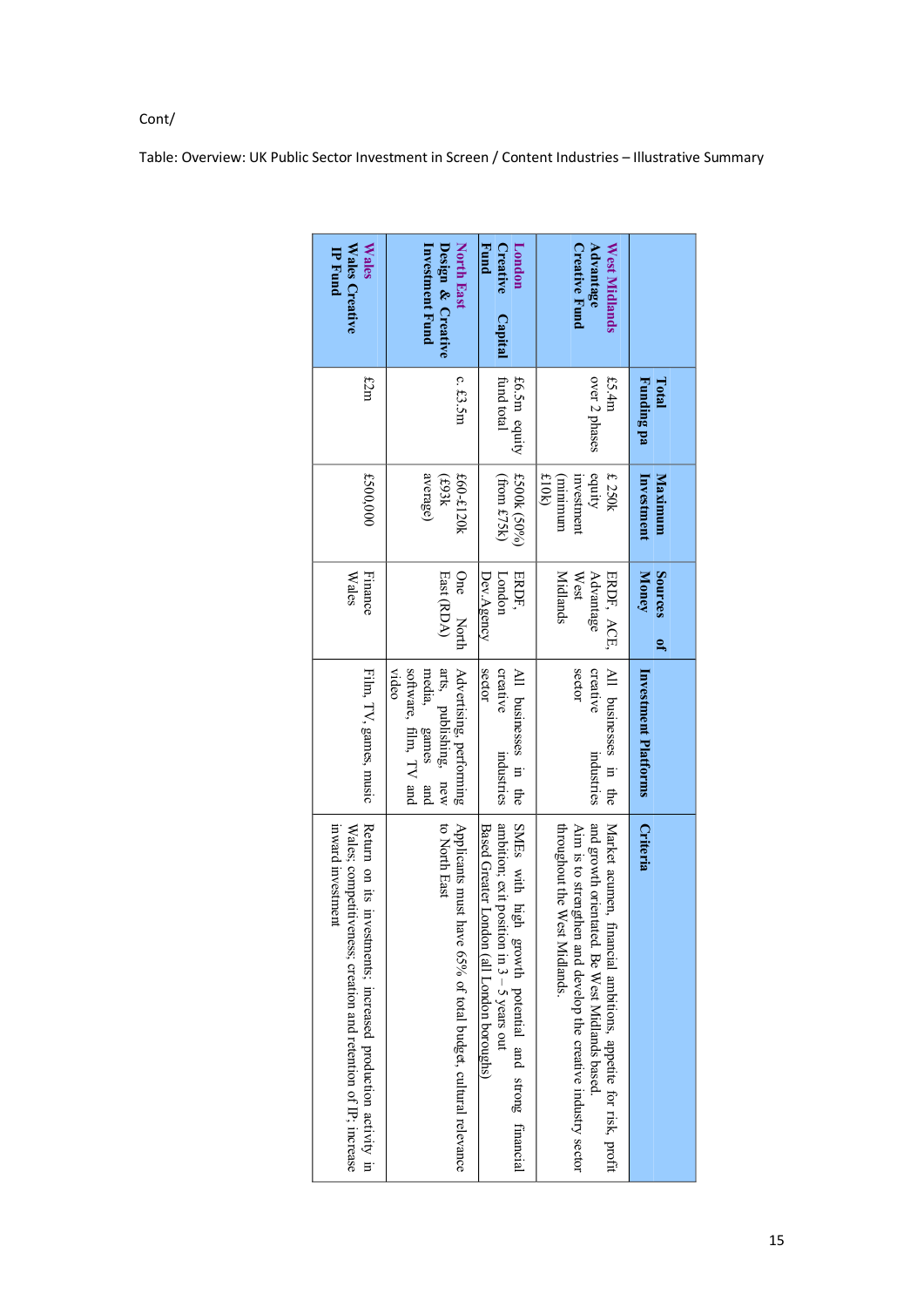Cont/

Table: Overview: UK Public Sector Investment in Screen / Content Industries – Illustrative Summary

| | Total Funding pa | Maximum Investment | Sources of Money | Investment Platforms | Criteria |
|---|---|---|---|---|---|
| **West Midlands Advantage Creative Fund** | £5.4m over 2 phases | £ 250k equity investment (minimum £10k) | ERDF, ACE, Advantage West Midlands | All businesses in the creative industries sector | Market acumen, financial ambitions, appetite for risk, profit and growth orientated. Be West Midlands based. Aim is to strengthen and develop the creative industry sector throughout the West Midlands. |
| **London Creative Capital Fund** | £6.5m equity fund total | £500k (50%) (from £75k) | ERDF, London Dev.Agency | All businesses in the creative industries sector | SMEs with high growth potential and strong financial ambition; exit position in 3 – 5 years out Based Greater London (all London boroughs) |
| **North East Design & Creative Investment Fund** | c. £3.5m | £60-£120k (£93k average) | One North East (RDA) | Advertising, performing arts, publishing, new media, games and software, film, TV and video | Applicants must have 65% of total budget, cultural relevance to North East |
| **Wales Wales Creative IP Fund** | £2m | £500,000 | Finance Wales | Film, TV, games, music | Return on its investments; increased production activity in Wales; competitiveness; creation and retention of IP; increase inward investment |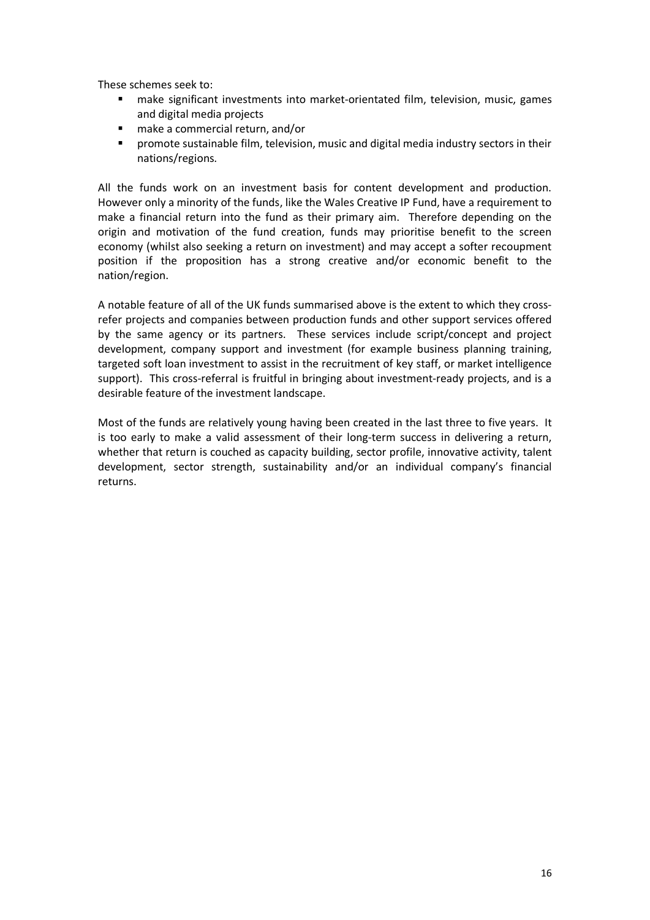These schemes seek to:

- make significant investments into market-orientated film, television, music, games and digital media projects
- make a commercial return, and/or
- promote sustainable film, television, music and digital media industry sectors in their nations/regions.

All the funds work on an investment basis for content development and production. However only a minority of the funds, like the Wales Creative IP Fund, have a requirement to make a financial return into the fund as their primary aim. Therefore depending on the origin and motivation of the fund creation, funds may prioritise benefit to the screen economy (whilst also seeking a return on investment) and may accept a softer recoupment position if the proposition has a strong creative and/or economic benefit to the nation/region.

A notable feature of all of the UK funds summarised above is the extent to which they cross-refer projects and companies between production funds and other support services offered by the same agency or its partners. These services include script/concept and project development, company support and investment (for example business planning training, targeted soft loan investment to assist in the recruitment of key staff, or market intelligence support). This cross-referral is fruitful in bringing about investment-ready projects, and is a desirable feature of the investment landscape.

Most of the funds are relatively young having been created in the last three to five years. It is too early to make a valid assessment of their long-term success in delivering a return, whether that return is couched as capacity building, sector profile, innovative activity, talent development, sector strength, sustainability and/or an individual company's financial returns.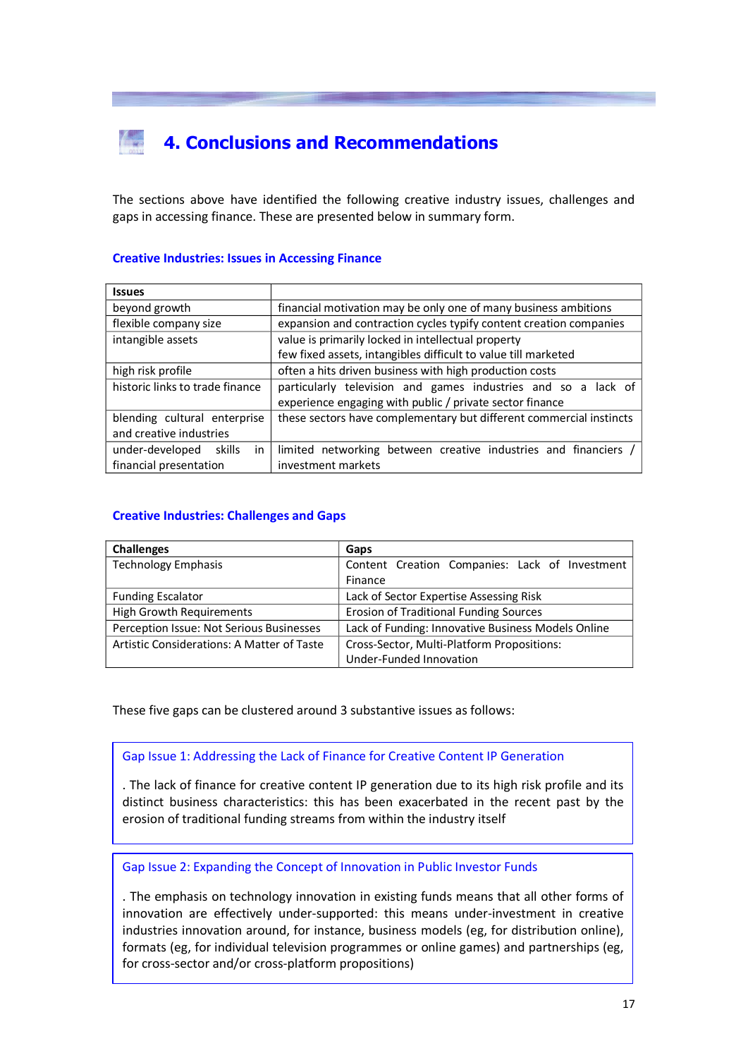# 4. Conclusions and Recommendations

The sections above have identified the following creative industry issues, challenges and gaps in accessing finance. These are presented below in summary form.

### Creative Industries: Issues in Accessing Finance

| Issues | |
|---|---|
| beyond growth | financial motivation may be only one of many business ambitions |
| flexible company size | expansion and contraction cycles typify content creation companies |
| intangible assets | value is primarily locked in intellectual property<br>few fixed assets, intangibles difficult to value till marketed |
| high risk profile | often a hits driven business with high production costs |
| historic links to trade finance | particularly television and games industries and so a lack of experience engaging with public / private sector finance |
| blending cultural enterprise and creative industries | these sectors have complementary but different commercial instincts |
| under-developed skills in financial presentation | limited networking between creative industries and financiers / investment markets |

### Creative Industries: Challenges and Gaps

| Challenges | Gaps |
|---|---|
| Technology Emphasis | Content Creation Companies: Lack of Investment Finance |
| Funding Escalator | Lack of Sector Expertise Assessing Risk |
| High Growth Requirements | Erosion of Traditional Funding Sources |
| Perception Issue: Not Serious Businesses | Lack of Funding: Innovative Business Models Online |
| Artistic Considerations: A Matter of Taste | Cross-Sector, Multi-Platform Propositions: Under-Funded Innovation |

These five gaps can be clustered around 3 substantive issues as follows:

#### Gap Issue 1: Addressing the Lack of Finance for Creative Content IP Generation

. The lack of finance for creative content IP generation due to its high risk profile and its distinct business characteristics: this has been exacerbated in the recent past by the erosion of traditional funding streams from within the industry itself

#### Gap Issue 2: Expanding the Concept of Innovation in Public Investor Funds

. The emphasis on technology innovation in existing funds means that all other forms of innovation are effectively under-supported: this means under-investment in creative industries innovation around, for instance, business models (eg, for distribution online), formats (eg, for individual television programmes or online games) and partnerships (eg, for cross-sector and/or cross-platform propositions)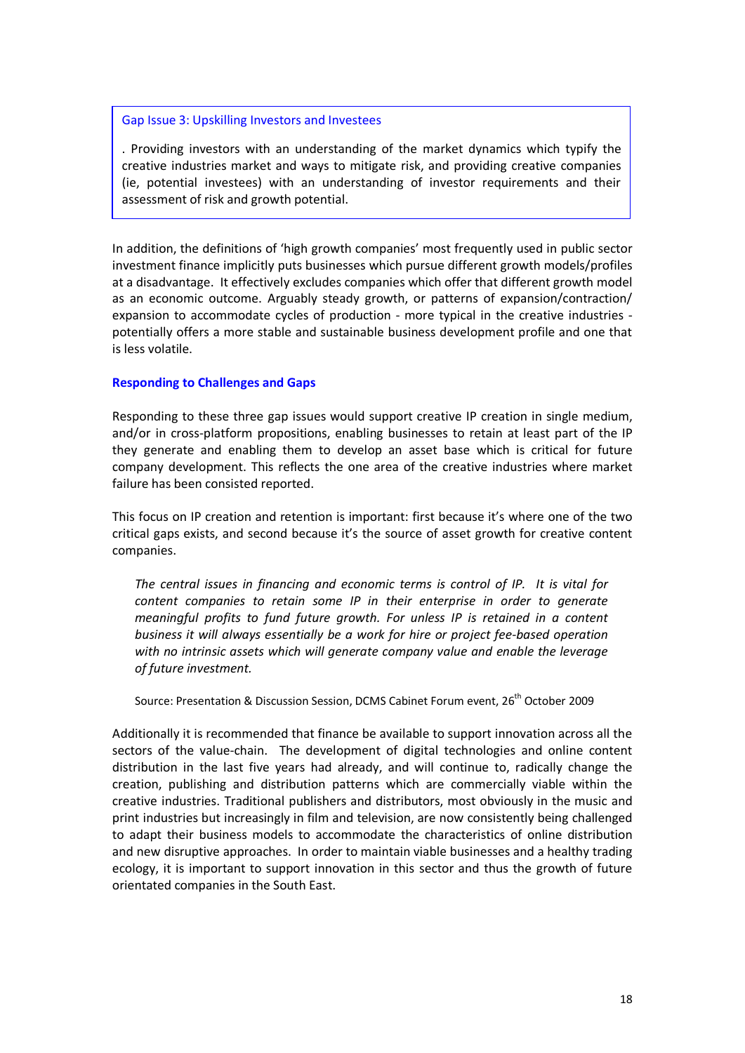Gap Issue 3: Upskilling Investors and Investees

. Providing investors with an understanding of the market dynamics which typify the creative industries market and ways to mitigate risk, and providing creative companies (ie, potential investees) with an understanding of investor requirements and their assessment of risk and growth potential.

In addition, the definitions of 'high growth companies' most frequently used in public sector investment finance implicitly puts businesses which pursue different growth models/profiles at a disadvantage. It effectively excludes companies which offer that different growth model as an economic outcome. Arguably steady growth, or patterns of expansion/contraction/ expansion to accommodate cycles of production - more typical in the creative industries - potentially offers a more stable and sustainable business development profile and one that is less volatile.

### Responding to Challenges and Gaps

Responding to these three gap issues would support creative IP creation in single medium, and/or in cross-platform propositions, enabling businesses to retain at least part of the IP they generate and enabling them to develop an asset base which is critical for future company development. This reflects the one area of the creative industries where market failure has been consisted reported.

This focus on IP creation and retention is important: first because it's where one of the two critical gaps exists, and second because it's the source of asset growth for creative content companies.

> *The central issues in financing and economic terms is control of IP. It is vital for content companies to retain some IP in their enterprise in order to generate meaningful profits to fund future growth. For unless IP is retained in a content business it will always essentially be a work for hire or project fee-based operation with no intrinsic assets which will generate company value and enable the leverage of future investment.*
>
> Source: Presentation & Discussion Session, DCMS Cabinet Forum event, 26th October 2009

Additionally it is recommended that finance be available to support innovation across all the sectors of the value-chain. The development of digital technologies and online content distribution in the last five years had already, and will continue to, radically change the creation, publishing and distribution patterns which are commercially viable within the creative industries. Traditional publishers and distributors, most obviously in the music and print industries but increasingly in film and television, are now consistently being challenged to adapt their business models to accommodate the characteristics of online distribution and new disruptive approaches. In order to maintain viable businesses and a healthy trading ecology, it is important to support innovation in this sector and thus the growth of future orientated companies in the South East.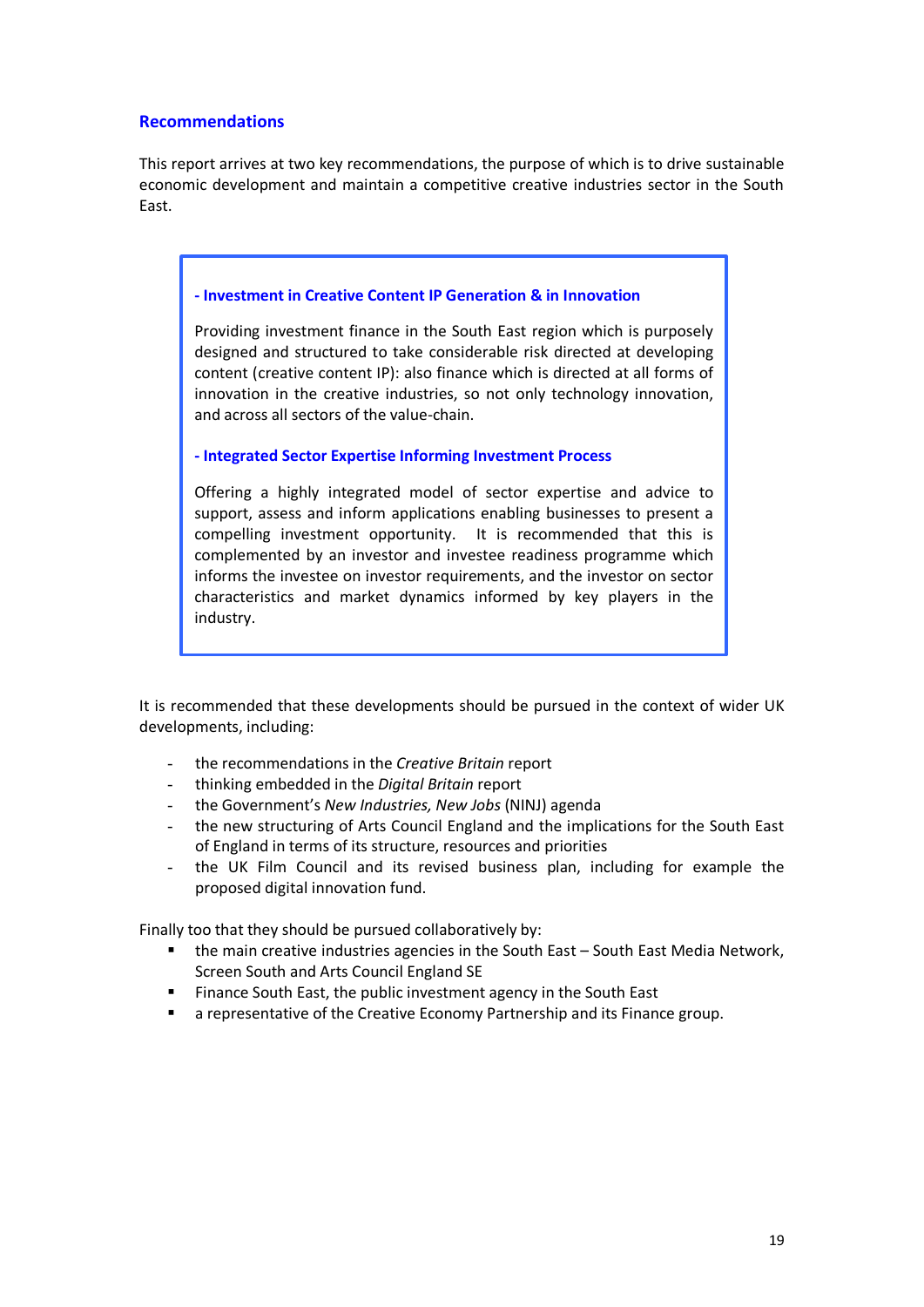## Recommendations

This report arrives at two key recommendations, the purpose of which is to drive sustainable economic development and maintain a competitive creative industries sector in the South East.

> **- Investment in Creative Content IP Generation & in Innovation**
>
> Providing investment finance in the South East region which is purposely designed and structured to take considerable risk directed at developing content (creative content IP): also finance which is directed at all forms of innovation in the creative industries, so not only technology innovation, and across all sectors of the value-chain.
>
> **- Integrated Sector Expertise Informing Investment Process**
>
> Offering a highly integrated model of sector expertise and advice to support, assess and inform applications enabling businesses to present a compelling investment opportunity. It is recommended that this is complemented by an investor and investee readiness programme which informs the investee on investor requirements, and the investor on sector characteristics and market dynamics informed by key players in the industry.

It is recommended that these developments should be pursued in the context of wider UK developments, including:

- the recommendations in the *Creative Britain* report
- thinking embedded in the *Digital Britain* report
- the Government's *New Industries, New Jobs* (NINJ) agenda
- the new structuring of Arts Council England and the implications for the South East of England in terms of its structure, resources and priorities
- the UK Film Council and its revised business plan, including for example the proposed digital innovation fund.

Finally too that they should be pursued collaboratively by:

- the main creative industries agencies in the South East – South East Media Network, Screen South and Arts Council England SE
- Finance South East, the public investment agency in the South East
- a representative of the Creative Economy Partnership and its Finance group.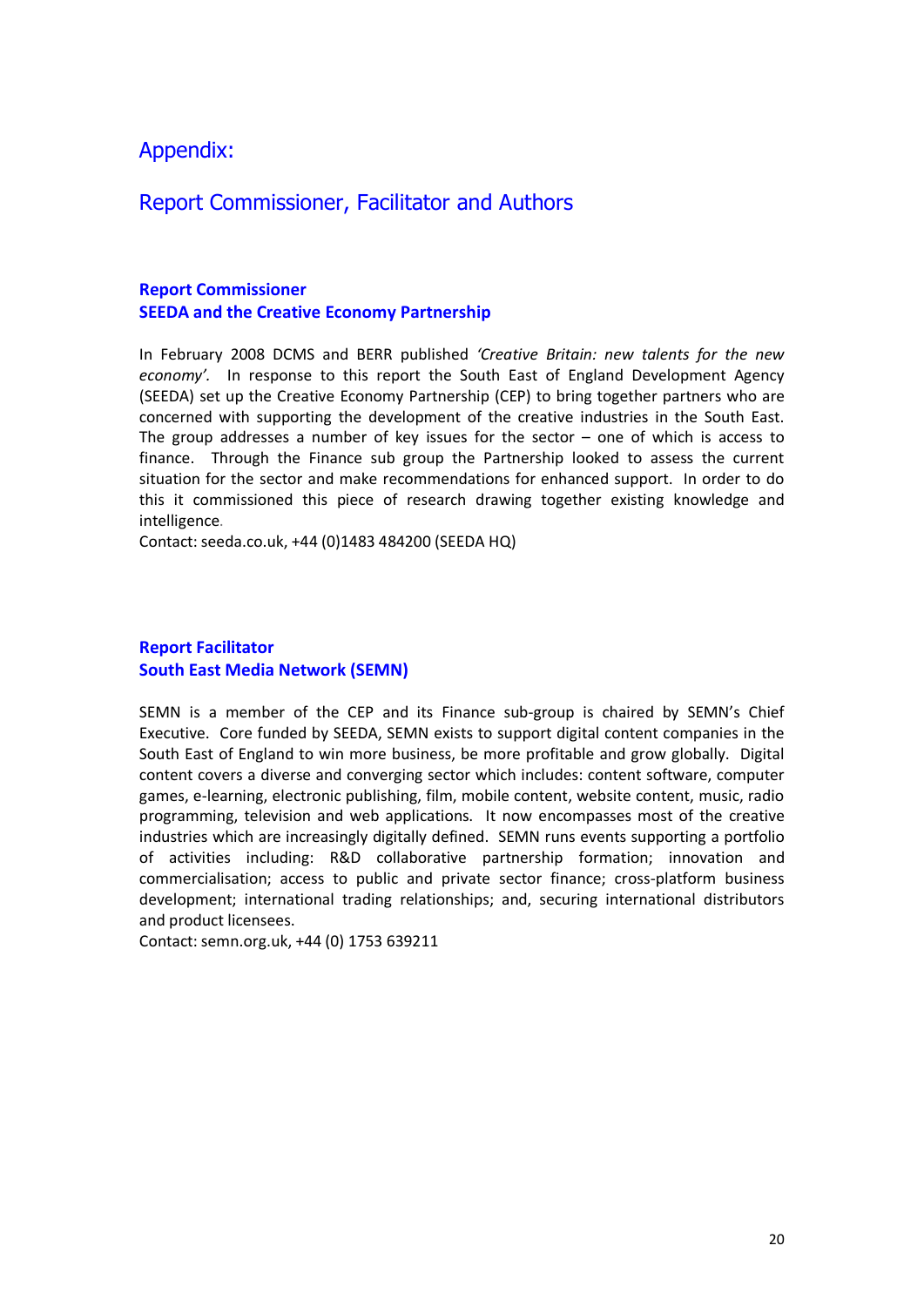# Appendix:

## Report Commissioner, Facilitator and Authors

### Report Commissioner
### SEEDA and the Creative Economy Partnership

In February 2008 DCMS and BERR published *'Creative Britain: new talents for the new economy'.* In response to this report the South East of England Development Agency (SEEDA) set up the Creative Economy Partnership (CEP) to bring together partners who are concerned with supporting the development of the creative industries in the South East. The group addresses a number of key issues for the sector – one of which is access to finance. Through the Finance sub group the Partnership looked to assess the current situation for the sector and make recommendations for enhanced support. In order to do this it commissioned this piece of research drawing together existing knowledge and intelligence.
Contact: seeda.co.uk, +44 (0)1483 484200 (SEEDA HQ)

### Report Facilitator
### South East Media Network (SEMN)

SEMN is a member of the CEP and its Finance sub-group is chaired by SEMN's Chief Executive. Core funded by SEEDA, SEMN exists to support digital content companies in the South East of England to win more business, be more profitable and grow globally. Digital content covers a diverse and converging sector which includes: content software, computer games, e-learning, electronic publishing, film, mobile content, website content, music, radio programming, television and web applications. It now encompasses most of the creative industries which are increasingly digitally defined. SEMN runs events supporting a portfolio of activities including: R&D collaborative partnership formation; innovation and commercialisation; access to public and private sector finance; cross-platform business development; international trading relationships; and, securing international distributors and product licensees.
Contact: semn.org.uk, +44 (0) 1753 639211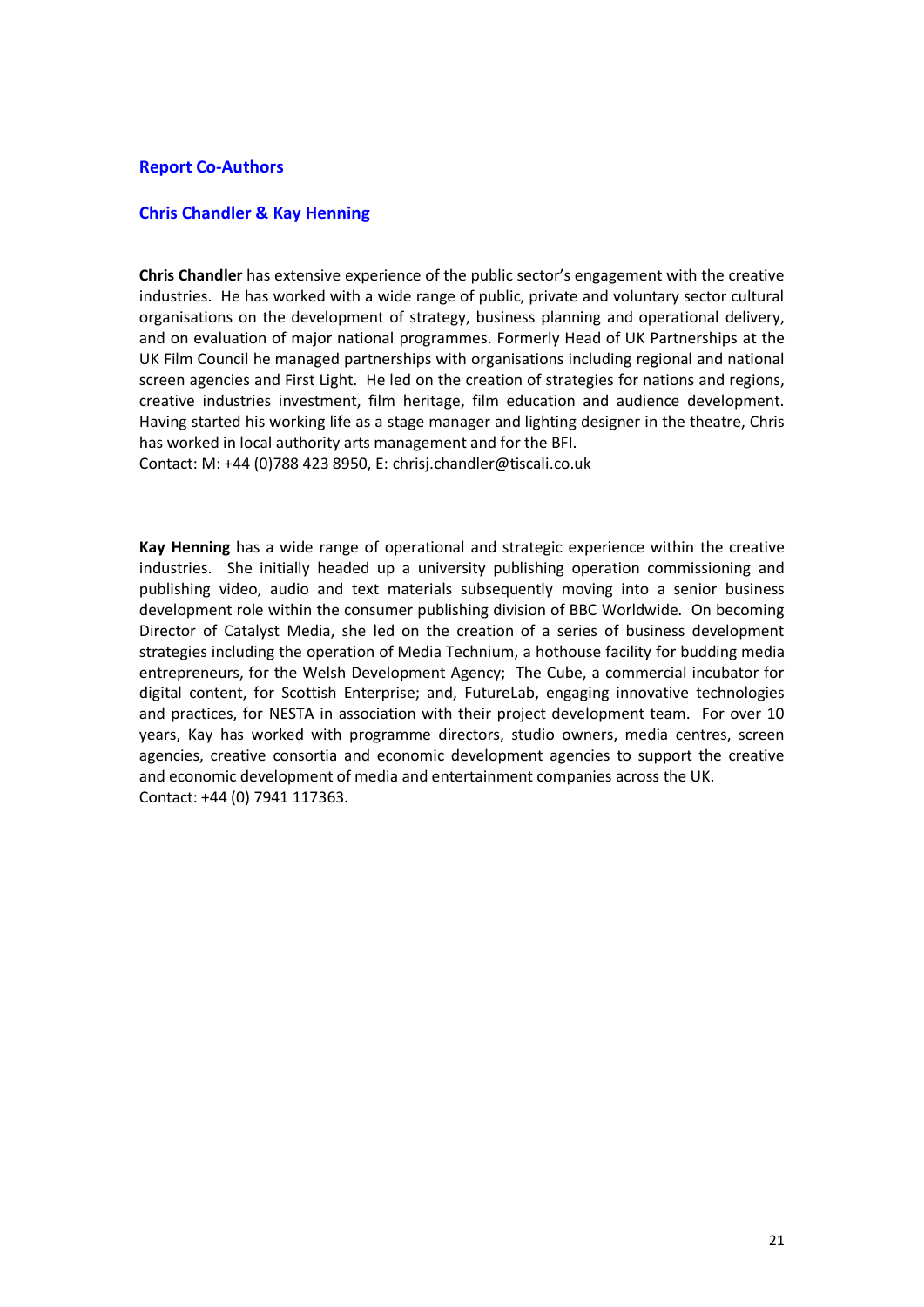## Report Co-Authors

### Chris Chandler & Kay Henning

**Chris Chandler** has extensive experience of the public sector's engagement with the creative industries. He has worked with a wide range of public, private and voluntary sector cultural organisations on the development of strategy, business planning and operational delivery, and on evaluation of major national programmes. Formerly Head of UK Partnerships at the UK Film Council he managed partnerships with organisations including regional and national screen agencies and First Light. He led on the creation of strategies for nations and regions, creative industries investment, film heritage, film education and audience development. Having started his working life as a stage manager and lighting designer in the theatre, Chris has worked in local authority arts management and for the BFI.
Contact: M: +44 (0)788 423 8950, E: chrisj.chandler@tiscali.co.uk

**Kay Henning** has a wide range of operational and strategic experience within the creative industries. She initially headed up a university publishing operation commissioning and publishing video, audio and text materials subsequently moving into a senior business development role within the consumer publishing division of BBC Worldwide. On becoming Director of Catalyst Media, she led on the creation of a series of business development strategies including the operation of Media Technium, a hothouse facility for budding media entrepreneurs, for the Welsh Development Agency; The Cube, a commercial incubator for digital content, for Scottish Enterprise; and, FutureLab, engaging innovative technologies and practices, for NESTA in association with their project development team. For over 10 years, Kay has worked with programme directors, studio owners, media centres, screen agencies, creative consortia and economic development agencies to support the creative and economic development of media and entertainment companies across the UK.
Contact: +44 (0) 7941 117363.